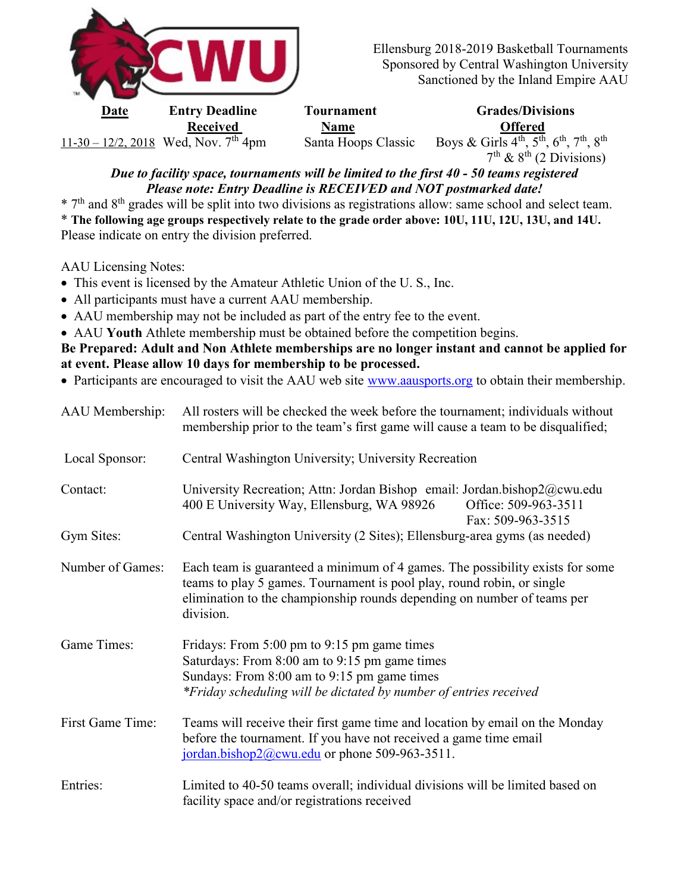Ellensburg 2018-2019 Basketball Tournaments
Sponsored by Central Washington University
Sanctioned by the Inland Empire AAU

| Date | Entry Deadline Received | Tournament Name | Grades/Divisions Offered |
|---|---|---|---|
| 11-30 – 12/2, 2018 | Wed, Nov. 7th 4pm | Santa Hoops Classic | Boys & Girls 4th, 5th, 6th, 7th, 8th<br>7th & 8th (2 Divisions) |

***Due to facility space, tournaments will be limited to the first 40 - 50 teams registered***
***Please note: Entry Deadline is RECEIVED and NOT postmarked date!***

\* 7th and 8th grades will be split into two divisions as registrations allow: same school and select team.
\* **The following age groups respectively relate to the grade order above: 10U, 11U, 12U, 13U, and 14U.**
Please indicate on entry the division preferred.

AAU Licensing Notes:

- This event is licensed by the Amateur Athletic Union of the U. S., Inc.
- All participants must have a current AAU membership.
- AAU membership may not be included as part of the entry fee to the event.
- AAU **Youth** Athlete membership must be obtained before the competition begins.

**Be Prepared: Adult and Non Athlete memberships are no longer instant and cannot be applied for at event. Please allow 10 days for membership to be processed.**

- Participants are encouraged to visit the AAU web site www.aausports.org to obtain their membership.

AAU Membership: All rosters will be checked the week before the tournament; individuals without membership prior to the team's first game will cause a team to be disqualified;

Local Sponsor: Central Washington University; University Recreation

Contact: University Recreation; Attn: Jordan Bishop email: Jordan.bishop2@cwu.edu
400 E University Way, Ellensburg, WA 98926
Office: 509-963-3511
Fax: 509-963-3515

Gym Sites: Central Washington University (2 Sites); Ellensburg-area gyms (as needed)

Number of Games: Each team is guaranteed a minimum of 4 games. The possibility exists for some teams to play 5 games. Tournament is pool play, round robin, or single elimination to the championship rounds depending on number of teams per division.

Game Times: Fridays: From 5:00 pm to 9:15 pm game times
Saturdays: From 8:00 am to 9:15 pm game times
Sundays: From 8:00 am to 9:15 pm game times
*\*Friday scheduling will be dictated by number of entries received*

First Game Time: Teams will receive their first game time and location by email on the Monday before the tournament. If you have not received a game time email jordan.bishop2@cwu.edu or phone 509-963-3511.

Entries: Limited to 40-50 teams overall; individual divisions will be limited based on facility space and/or registrations received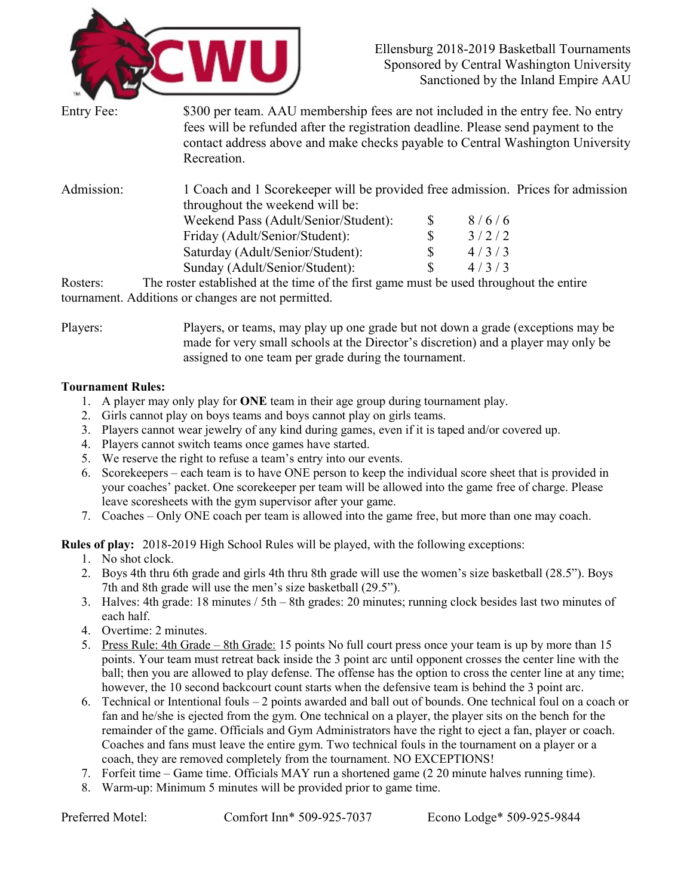Ellensburg 2018-2019 Basketball Tournaments
Sponsored by Central Washington University
Sanctioned by the Inland Empire AAU

**Entry Fee:** $300 per team. AAU membership fees are not included in the entry fee. No entry fees will be refunded after the registration deadline. Please send payment to the contact address above and make checks payable to Central Washington University Recreation.

**Admission:** 1 Coach and 1 Scorekeeper will be provided free admission. Prices for admission throughout the weekend will be:

| | | |
|---|---|---|
| Weekend Pass (Adult/Senior/Student): | $ | 8 / 6 / 6 |
| Friday (Adult/Senior/Student): | $ | 3 / 2 / 2 |
| Saturday (Adult/Senior/Student): | $ | 4 / 3 / 3 |
| Sunday (Adult/Senior/Student): | $ | 4 / 3 / 3 |

**Rosters:** The roster established at the time of the first game must be used throughout the entire tournament. Additions or changes are not permitted.

**Players:** Players, or teams, may play up one grade but not down a grade (exceptions may be made for very small schools at the Director's discretion) and a player may only be assigned to one team per grade during the tournament.

**Tournament Rules:**

1. A player may only play for **ONE** team in their age group during tournament play.
2. Girls cannot play on boys teams and boys cannot play on girls teams.
3. Players cannot wear jewelry of any kind during games, even if it is taped and/or covered up.
4. Players cannot switch teams once games have started.
5. We reserve the right to refuse a team's entry into our events.
6. Scorekeepers – each team is to have ONE person to keep the individual score sheet that is provided in your coaches' packet. One scorekeeper per team will be allowed into the game free of charge. Please leave scoresheets with the gym supervisor after your game.
7. Coaches – Only ONE coach per team is allowed into the game free, but more than one may coach.

**Rules of play:** 2018-2019 High School Rules will be played, with the following exceptions:

1. No shot clock.
2. Boys 4th thru 6th grade and girls 4th thru 8th grade will use the women's size basketball (28.5"). Boys 7th and 8th grade will use the men's size basketball (29.5").
3. Halves: 4th grade: 18 minutes / 5th – 8th grades: 20 minutes; running clock besides last two minutes of each half.
4. Overtime: 2 minutes.
5. Press Rule: 4th Grade – 8th Grade: 15 points No full court press once your team is up by more than 15 points. Your team must retreat back inside the 3 point arc until opponent crosses the center line with the ball; then you are allowed to play defense. The offense has the option to cross the center line at any time; however, the 10 second backcourt count starts when the defensive team is behind the 3 point arc.
6. Technical or Intentional fouls – 2 points awarded and ball out of bounds. One technical foul on a coach or fan and he/she is ejected from the gym. One technical on a player, the player sits on the bench for the remainder of the game. Officials and Gym Administrators have the right to eject a fan, player or coach. Coaches and fans must leave the entire gym. Two technical fouls in the tournament on a player or a coach, they are removed completely from the tournament. NO EXCEPTIONS!
7. Forfeit time – Game time. Officials MAY run a shortened game (2 20 minute halves running time).
8. Warm-up: Minimum 5 minutes will be provided prior to game time.

**Preferred Motel:** Comfort Inn* 509-925-7037 Econo Lodge* 509-925-9844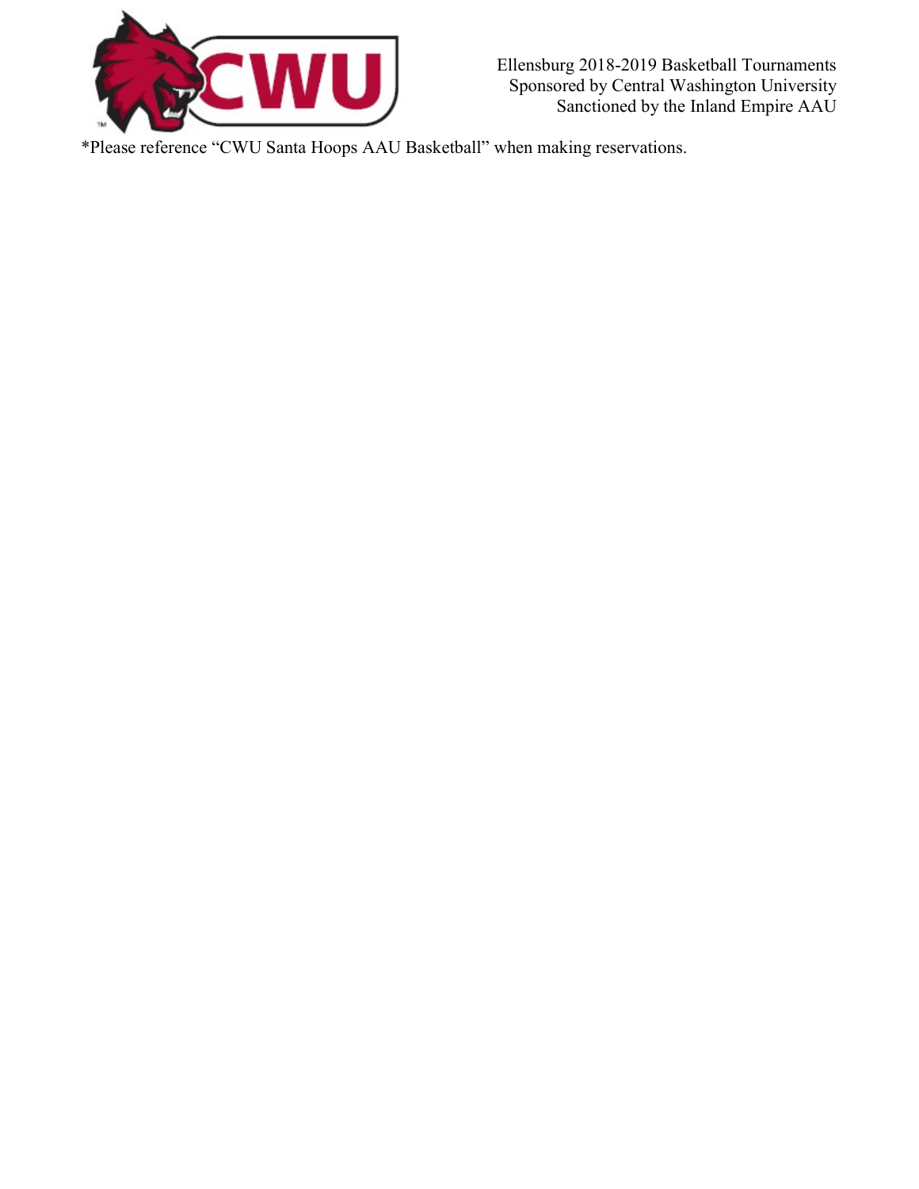*Please reference “CWU Santa Hoops AAU Basketball” when making reservations.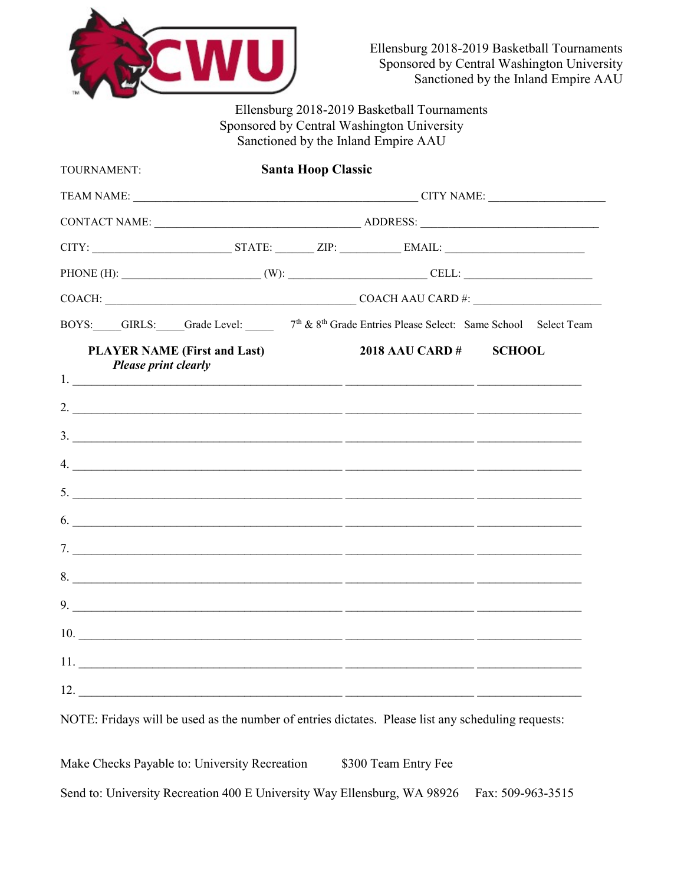Ellensburg 2018-2019 Basketball Tournaments
Sponsored by Central Washington University
Sanctioned by the Inland Empire AAU

Ellensburg 2018-2019 Basketball Tournaments
Sponsored by Central Washington University
Sanctioned by the Inland Empire AAU

TOURNAMENT: **Santa Hoop Classic**

TEAM NAME: ______________________________________________ CITY NAME: ___________________

CONTACT NAME: _________________________________ ADDRESS: _____________________________

CITY: ______________________ STATE: ______ ZIP: __________ EMAIL: _______________________

PHONE (H): ______________________ (W): ______________________ CELL: _____________________

COACH: ________________________________________ COACH AAU CARD #: ____________________

BOYS:_____GIRLS:_____Grade Level: _____ 7th & 8th Grade Entries Please Select: Same School Select Team

| **PLAYER NAME (First and Last)** *Please print clearly* | **2018 AAU CARD #** | **SCHOOL** |
|---|---|---|
| 1. | | |
| 2. | | |
| 3. | | |
| 4. | | |
| 5. | | |
| 6. | | |
| 7. | | |
| 8. | | |
| 9. | | |
| 10. | | |
| 11. | | |
| 12. | | |

NOTE: Fridays will be used as the number of entries dictates. Please list any scheduling requests:

Make Checks Payable to: University Recreation $300 Team Entry Fee

Send to: University Recreation 400 E University Way Ellensburg, WA 98926 Fax: 509-963-3515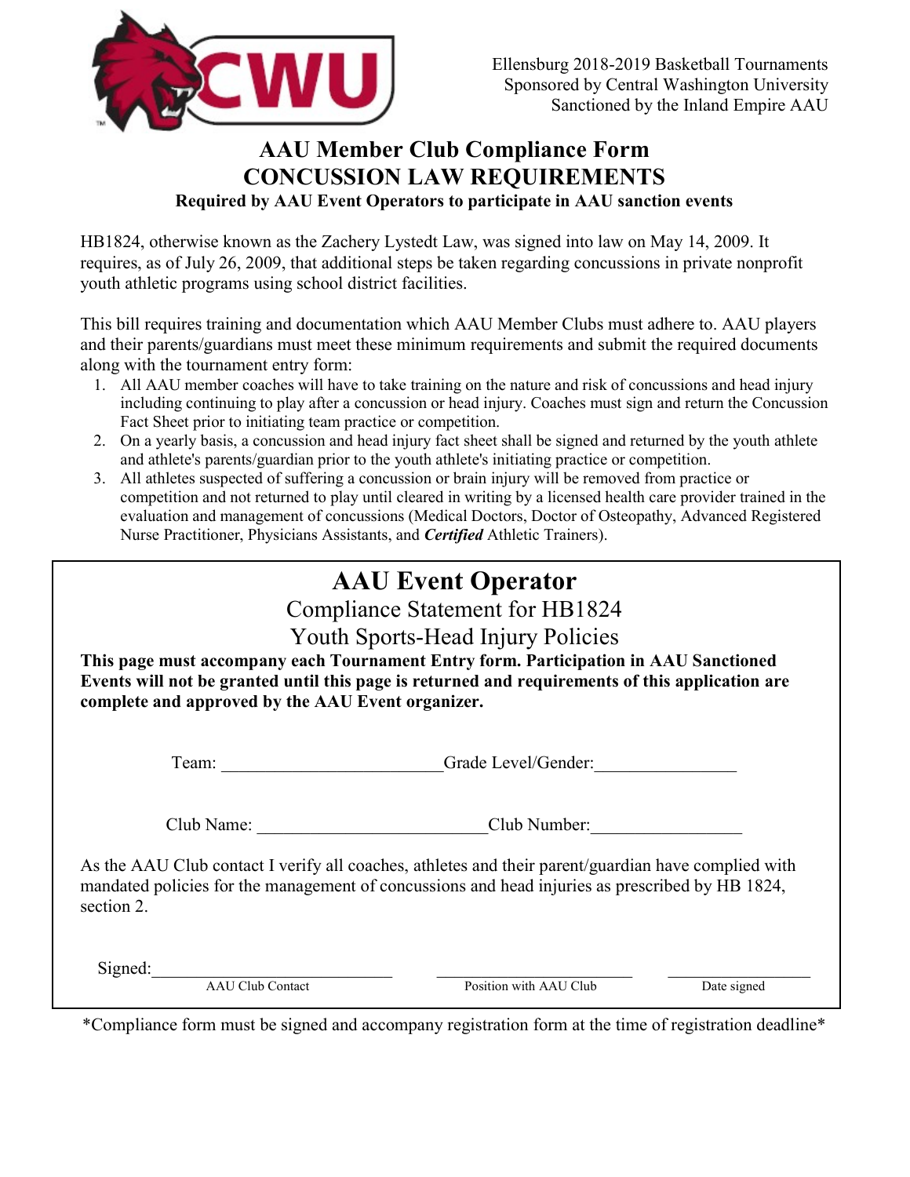Ellensburg 2018-2019 Basketball Tournaments
Sponsored by Central Washington University
Sanctioned by the Inland Empire AAU

# AAU Member Club Compliance Form
# CONCUSSION LAW REQUIREMENTS

**Required by AAU Event Operators to participate in AAU sanction events**

HB1824, otherwise known as the Zachery Lystedt Law, was signed into law on May 14, 2009. It requires, as of July 26, 2009, that additional steps be taken regarding concussions in private nonprofit youth athletic programs using school district facilities.

This bill requires training and documentation which AAU Member Clubs must adhere to. AAU players and their parents/guardians must meet these minimum requirements and submit the required documents along with the tournament entry form:

1. All AAU member coaches will have to take training on the nature and risk of concussions and head injury including continuing to play after a concussion or head injury. Coaches must sign and return the Concussion Fact Sheet prior to initiating team practice or competition.
2. On a yearly basis, a concussion and head injury fact sheet shall be signed and returned by the youth athlete and athlete's parents/guardian prior to the youth athlete's initiating practice or competition.
3. All athletes suspected of suffering a concussion or brain injury will be removed from practice or competition and not returned to play until cleared in writing by a licensed health care provider trained in the evaluation and management of concussions (Medical Doctors, Doctor of Osteopathy, Advanced Registered Nurse Practitioner, Physicians Assistants, and ***Certified*** Athletic Trainers).

## AAU Event Operator

Compliance Statement for HB1824
Youth Sports-Head Injury Policies

**This page must accompany each Tournament Entry form. Participation in AAU Sanctioned Events will not be granted until this page is returned and requirements of this application are complete and approved by the AAU Event organizer.**

Team: ________________________ Grade Level/Gender: _______________

Club Name: _________________________ Club Number: ________________

As the AAU Club contact I verify all coaches, athletes and their parent/guardian have complied with mandated policies for the management of concussions and head injuries as prescribed by HB 1824, section 2.

Signed: ___________________________ ______________________ ________________

AAU Club Contact — Position with AAU Club — Date signed

*Compliance form must be signed and accompany registration form at the time of registration deadline*